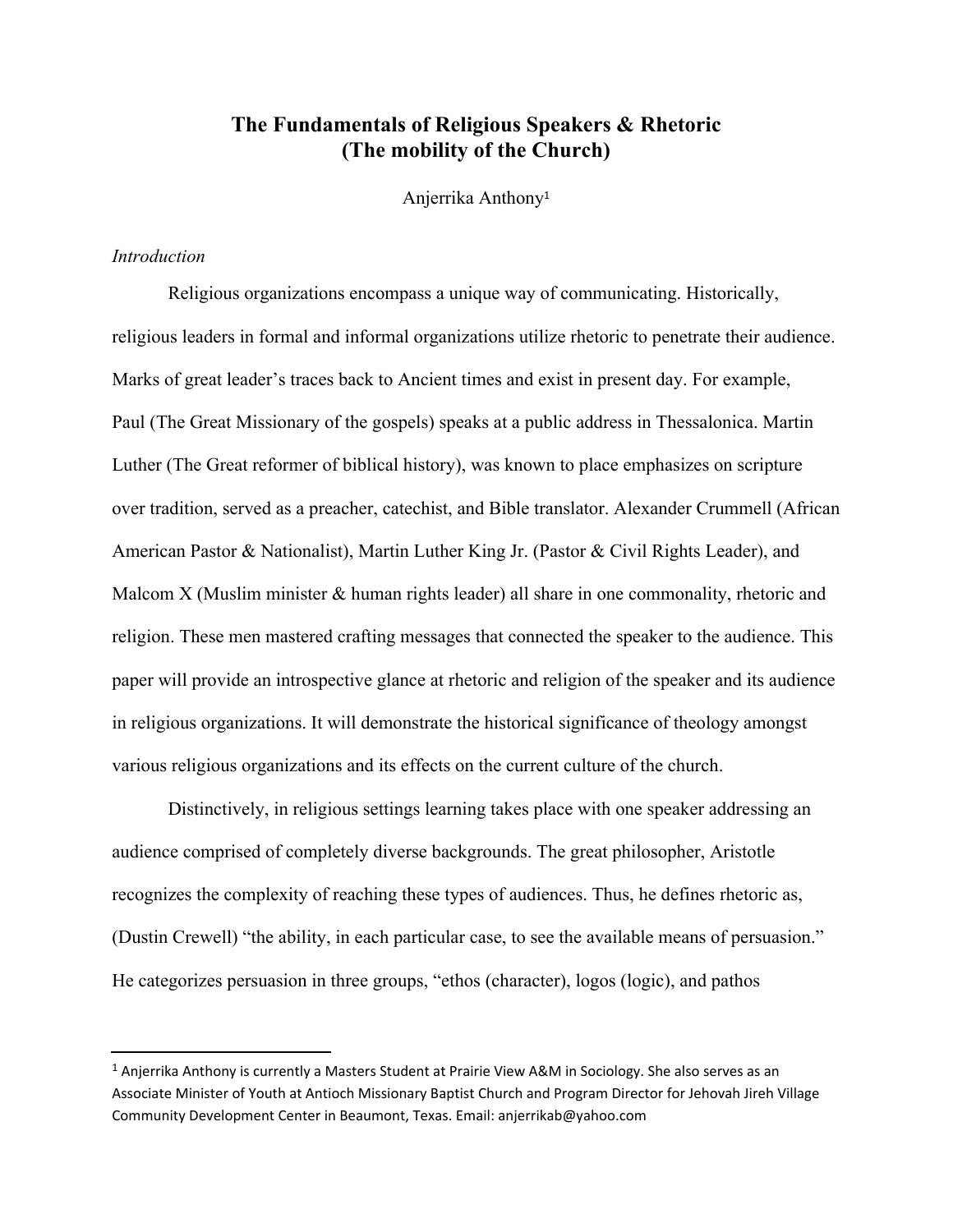# The Fundamentals of Religious Speakers & Rhetoric
## (The mobility of the Church)

Anjerrika Anthony[1]

*Introduction*

Religious organizations encompass a unique way of communicating. Historically, religious leaders in formal and informal organizations utilize rhetoric to penetrate their audience. Marks of great leader's traces back to Ancient times and exist in present day. For example, Paul (The Great Missionary of the gospels) speaks at a public address in Thessalonica. Martin Luther (The Great reformer of biblical history), was known to place emphasizes on scripture over tradition, served as a preacher, catechist, and Bible translator. Alexander Crummell (African American Pastor & Nationalist), Martin Luther King Jr. (Pastor & Civil Rights Leader), and Malcom X (Muslim minister & human rights leader) all share in one commonality, rhetoric and religion. These men mastered crafting messages that connected the speaker to the audience. This paper will provide an introspective glance at rhetoric and religion of the speaker and its audience in religious organizations. It will demonstrate the historical significance of theology amongst various religious organizations and its effects on the current culture of the church.

Distinctively, in religious settings learning takes place with one speaker addressing an audience comprised of completely diverse backgrounds. The great philosopher, Aristotle recognizes the complexity of reaching these types of audiences. Thus, he defines rhetoric as, (Dustin Crewell) "the ability, in each particular case, to see the available means of persuasion." He categorizes persuasion in three groups, "ethos (character), logos (logic), and pathos

---

[1] Anjerrika Anthony is currently a Masters Student at Prairie View A&M in Sociology. She also serves as an Associate Minister of Youth at Antioch Missionary Baptist Church and Program Director for Jehovah Jireh Village Community Development Center in Beaumont, Texas. Email: anjerrikab@yahoo.com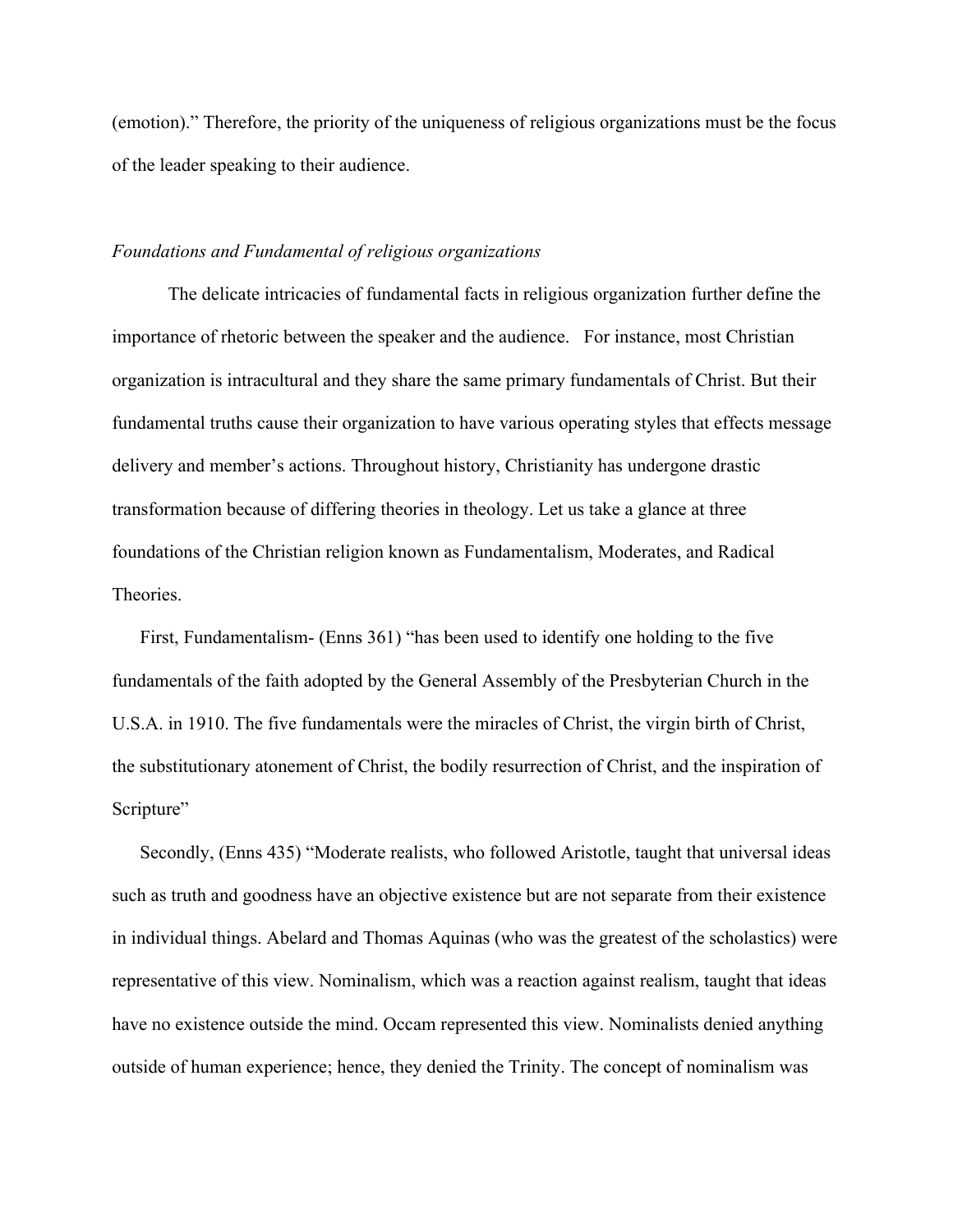(emotion).” Therefore, the priority of the uniqueness of religious organizations must be the focus of the leader speaking to their audience.

*Foundations and Fundamental of religious organizations*

The delicate intricacies of fundamental facts in religious organization further define the importance of rhetoric between the speaker and the audience. For instance, most Christian organization is intracultural and they share the same primary fundamentals of Christ. But their fundamental truths cause their organization to have various operating styles that effects message delivery and member’s actions. Throughout history, Christianity has undergone drastic transformation because of differing theories in theology. Let us take a glance at three foundations of the Christian religion known as Fundamentalism, Moderates, and Radical Theories.

First, Fundamentalism- (Enns 361) “has been used to identify one holding to the five fundamentals of the faith adopted by the General Assembly of the Presbyterian Church in the U.S.A. in 1910. The five fundamentals were the miracles of Christ, the virgin birth of Christ, the substitutionary atonement of Christ, the bodily resurrection of Christ, and the inspiration of Scripture”

Secondly, (Enns 435) “Moderate realists, who followed Aristotle, taught that universal ideas such as truth and goodness have an objective existence but are not separate from their existence in individual things. Abelard and Thomas Aquinas (who was the greatest of the scholastics) were representative of this view. Nominalism, which was a reaction against realism, taught that ideas have no existence outside the mind. Occam represented this view. Nominalists denied anything outside of human experience; hence, they denied the Trinity. The concept of nominalism was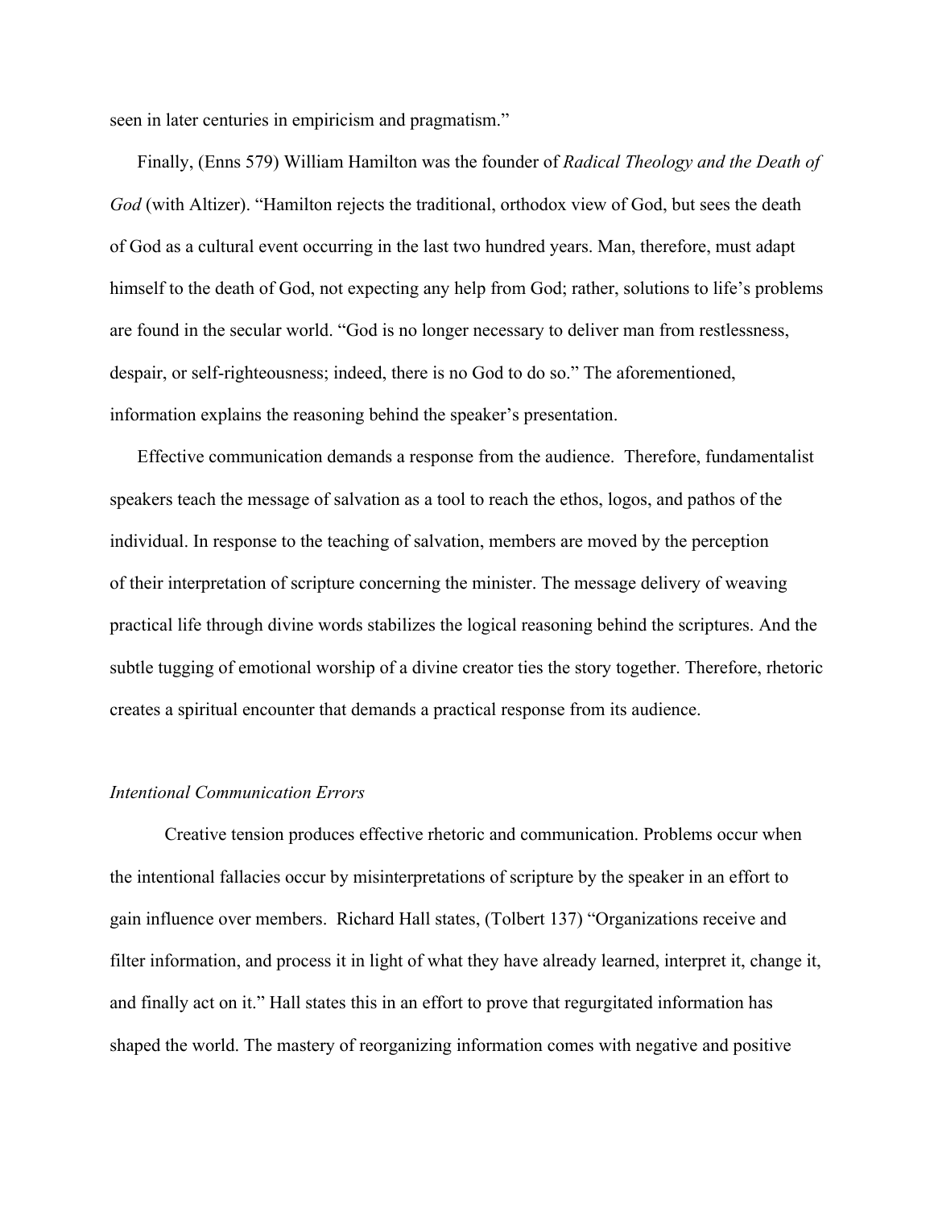seen in later centuries in empiricism and pragmatism."

Finally, (Enns 579) William Hamilton was the founder of *Radical Theology and the Death of God* (with Altizer). "Hamilton rejects the traditional, orthodox view of God, but sees the death of God as a cultural event occurring in the last two hundred years. Man, therefore, must adapt himself to the death of God, not expecting any help from God; rather, solutions to life's problems are found in the secular world. "God is no longer necessary to deliver man from restlessness, despair, or self-righteousness; indeed, there is no God to do so." The aforementioned, information explains the reasoning behind the speaker's presentation.

Effective communication demands a response from the audience. Therefore, fundamentalist speakers teach the message of salvation as a tool to reach the ethos, logos, and pathos of the individual. In response to the teaching of salvation, members are moved by the perception of their interpretation of scripture concerning the minister. The message delivery of weaving practical life through divine words stabilizes the logical reasoning behind the scriptures. And the subtle tugging of emotional worship of a divine creator ties the story together. Therefore, rhetoric creates a spiritual encounter that demands a practical response from its audience.

*Intentional Communication Errors*

Creative tension produces effective rhetoric and communication. Problems occur when the intentional fallacies occur by misinterpretations of scripture by the speaker in an effort to gain influence over members. Richard Hall states, (Tolbert 137) "Organizations receive and filter information, and process it in light of what they have already learned, interpret it, change it, and finally act on it." Hall states this in an effort to prove that regurgitated information has shaped the world. The mastery of reorganizing information comes with negative and positive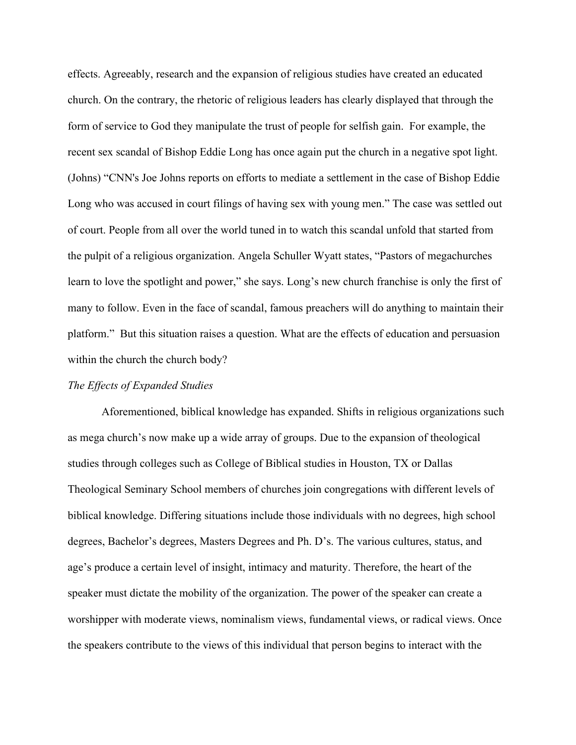effects. Agreeably, research and the expansion of religious studies have created an educated church. On the contrary, the rhetoric of religious leaders has clearly displayed that through the form of service to God they manipulate the trust of people for selfish gain. For example, the recent sex scandal of Bishop Eddie Long has once again put the church in a negative spot light. (Johns) "CNN's Joe Johns reports on efforts to mediate a settlement in the case of Bishop Eddie Long who was accused in court filings of having sex with young men." The case was settled out of court. People from all over the world tuned in to watch this scandal unfold that started from the pulpit of a religious organization. Angela Schuller Wyatt states, "Pastors of megachurches learn to love the spotlight and power," she says. Long's new church franchise is only the first of many to follow. Even in the face of scandal, famous preachers will do anything to maintain their platform." But this situation raises a question. What are the effects of education and persuasion within the church the church body?

*The Effects of Expanded Studies*

Aforementioned, biblical knowledge has expanded. Shifts in religious organizations such as mega church's now make up a wide array of groups. Due to the expansion of theological studies through colleges such as College of Biblical studies in Houston, TX or Dallas Theological Seminary School members of churches join congregations with different levels of biblical knowledge. Differing situations include those individuals with no degrees, high school degrees, Bachelor's degrees, Masters Degrees and Ph. D's. The various cultures, status, and age's produce a certain level of insight, intimacy and maturity. Therefore, the heart of the speaker must dictate the mobility of the organization. The power of the speaker can create a worshipper with moderate views, nominalism views, fundamental views, or radical views. Once the speakers contribute to the views of this individual that person begins to interact with the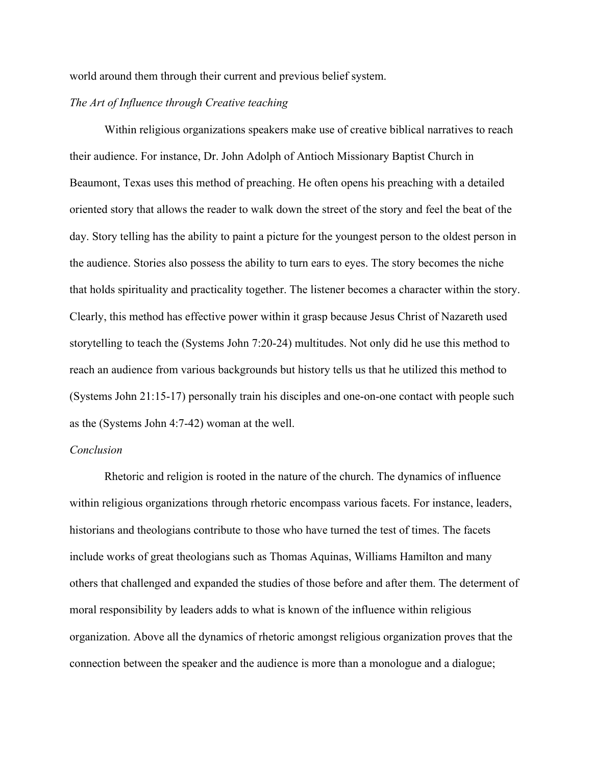world around them through their current and previous belief system.

*The Art of Influence through Creative teaching*

Within religious organizations speakers make use of creative biblical narratives to reach their audience. For instance, Dr. John Adolph of Antioch Missionary Baptist Church in Beaumont, Texas uses this method of preaching. He often opens his preaching with a detailed oriented story that allows the reader to walk down the street of the story and feel the beat of the day. Story telling has the ability to paint a picture for the youngest person to the oldest person in the audience. Stories also possess the ability to turn ears to eyes. The story becomes the niche that holds spirituality and practicality together. The listener becomes a character within the story. Clearly, this method has effective power within it grasp because Jesus Christ of Nazareth used storytelling to teach the (Systems John 7:20-24) multitudes. Not only did he use this method to reach an audience from various backgrounds but history tells us that he utilized this method to (Systems John 21:15-17) personally train his disciples and one-on-one contact with people such as the (Systems John 4:7-42) woman at the well.

*Conclusion*

Rhetoric and religion is rooted in the nature of the church. The dynamics of influence within religious organizations through rhetoric encompass various facets. For instance, leaders, historians and theologians contribute to those who have turned the test of times. The facets include works of great theologians such as Thomas Aquinas, Williams Hamilton and many others that challenged and expanded the studies of those before and after them. The determent of moral responsibility by leaders adds to what is known of the influence within religious organization. Above all the dynamics of rhetoric amongst religious organization proves that the connection between the speaker and the audience is more than a monologue and a dialogue;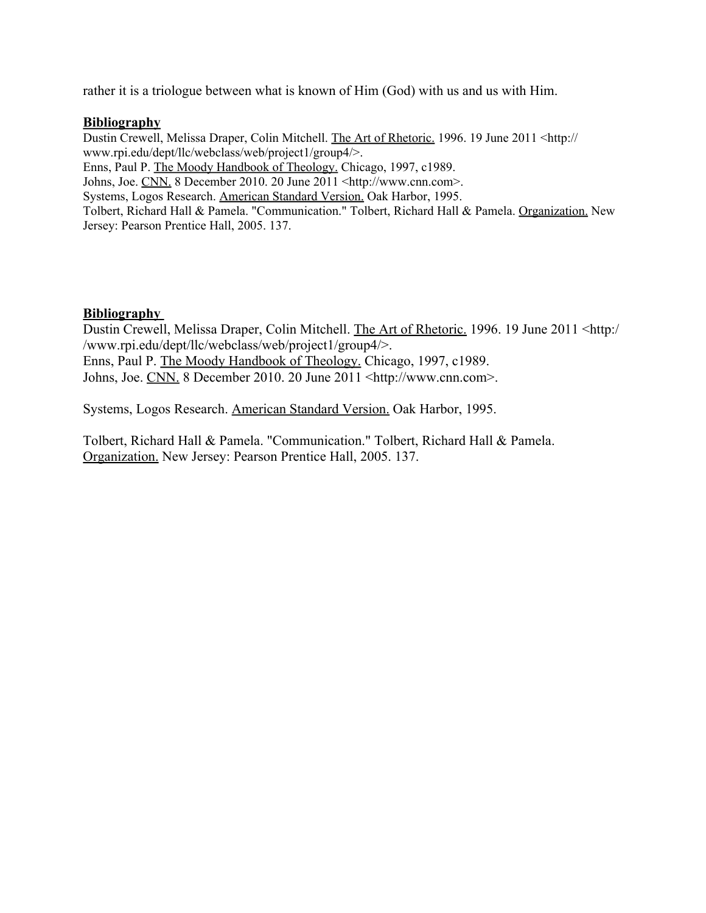rather it is a triologue between what is known of Him (God) with us and us with Him.

**Bibliography**

Dustin Crewell, Melissa Draper, Colin Mitchell. The Art of Rhetoric. 1996. 19 June 2011 <http://www.rpi.edu/dept/llc/webclass/web/project1/group4/>.
Enns, Paul P. The Moody Handbook of Theology. Chicago, 1997, c1989.
Johns, Joe. CNN. 8 December 2010. 20 June 2011 <http://www.cnn.com>.
Systems, Logos Research. American Standard Version. Oak Harbor, 1995.
Tolbert, Richard Hall & Pamela. "Communication." Tolbert, Richard Hall & Pamela. Organization. New Jersey: Pearson Prentice Hall, 2005. 137.

**Bibliography**

Dustin Crewell, Melissa Draper, Colin Mitchell. The Art of Rhetoric. 1996. 19 June 2011 <http://www.rpi.edu/dept/llc/webclass/web/project1/group4/>.
Enns, Paul P. The Moody Handbook of Theology. Chicago, 1997, c1989.
Johns, Joe. CNN. 8 December 2010. 20 June 2011 <http://www.cnn.com>.

Systems, Logos Research. American Standard Version. Oak Harbor, 1995.

Tolbert, Richard Hall & Pamela. "Communication." Tolbert, Richard Hall & Pamela. Organization. New Jersey: Pearson Prentice Hall, 2005. 137.